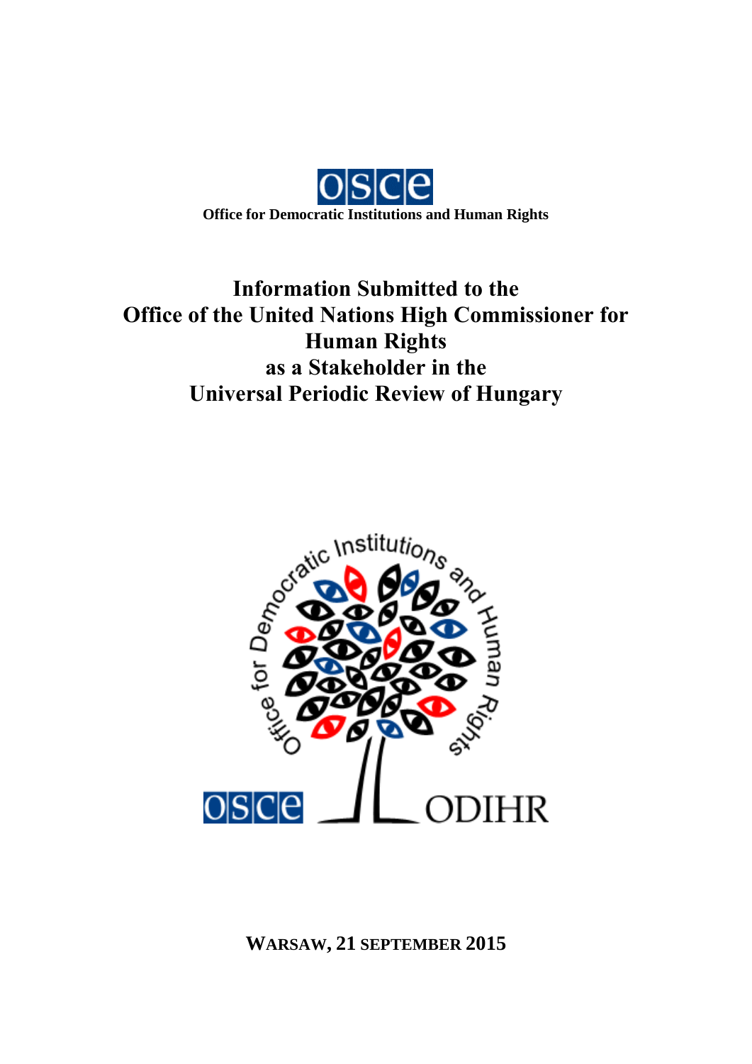OSCE

**Office for Democratic Institutions and Human Rights**

# Information Submitted to the Office of the United Nations High Commissioner for Human Rights as a Stakeholder in the Universal Periodic Review of Hungary

**WARSAW, 21 SEPTEMBER 2015**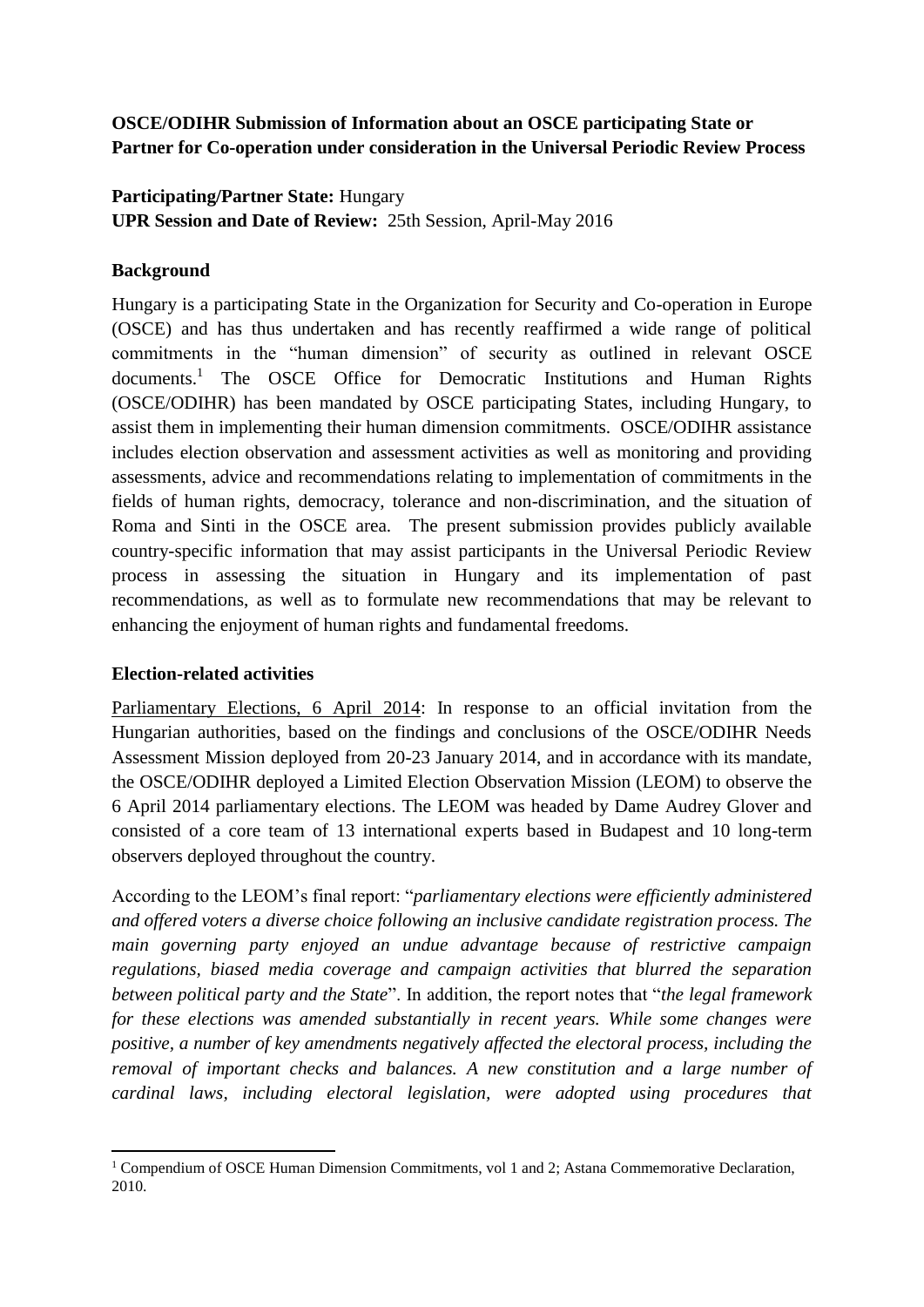**OSCE/ODIHR Submission of Information about an OSCE participating State or Partner for Co-operation under consideration in the Universal Periodic Review Process**

**Participating/Partner State:** Hungary
**UPR Session and Date of Review:** 25th Session, April-May 2016

**Background**

Hungary is a participating State in the Organization for Security and Co-operation in Europe (OSCE) and has thus undertaken and has recently reaffirmed a wide range of political commitments in the "human dimension" of security as outlined in relevant OSCE documents.[1] The OSCE Office for Democratic Institutions and Human Rights (OSCE/ODIHR) has been mandated by OSCE participating States, including Hungary, to assist them in implementing their human dimension commitments. OSCE/ODIHR assistance includes election observation and assessment activities as well as monitoring and providing assessments, advice and recommendations relating to implementation of commitments in the fields of human rights, democracy, tolerance and non-discrimination, and the situation of Roma and Sinti in the OSCE area. The present submission provides publicly available country-specific information that may assist participants in the Universal Periodic Review process in assessing the situation in Hungary and its implementation of past recommendations, as well as to formulate new recommendations that may be relevant to enhancing the enjoyment of human rights and fundamental freedoms.

**Election-related activities**

Parliamentary Elections, 6 April 2014: In response to an official invitation from the Hungarian authorities, based on the findings and conclusions of the OSCE/ODIHR Needs Assessment Mission deployed from 20-23 January 2014, and in accordance with its mandate, the OSCE/ODIHR deployed a Limited Election Observation Mission (LEOM) to observe the 6 April 2014 parliamentary elections. The LEOM was headed by Dame Audrey Glover and consisted of a core team of 13 international experts based in Budapest and 10 long-term observers deployed throughout the country.

According to the LEOM's final report: "*parliamentary elections were efficiently administered and offered voters a diverse choice following an inclusive candidate registration process. The main governing party enjoyed an undue advantage because of restrictive campaign regulations, biased media coverage and campaign activities that blurred the separation between political party and the State*". In addition, the report notes that "*the legal framework for these elections was amended substantially in recent years. While some changes were positive, a number of key amendments negatively affected the electoral process, including the removal of important checks and balances. A new constitution and a large number of cardinal laws, including electoral legislation, were adopted using procedures that*

[1] Compendium of OSCE Human Dimension Commitments, vol 1 and 2; Astana Commemorative Declaration, 2010.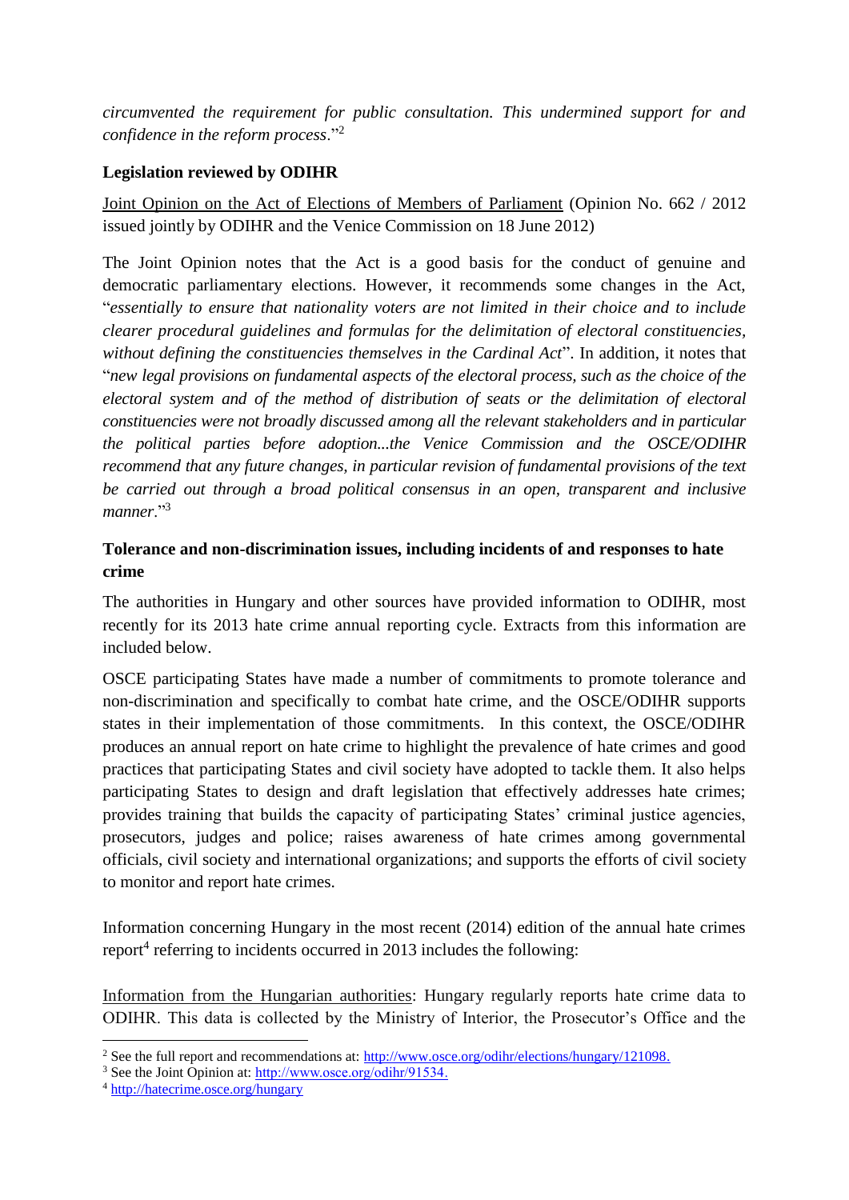*circumvented the requirement for public consultation. This undermined support for and confidence in the reform process*."[2]

**Legislation reviewed by ODIHR**

Joint Opinion on the Act of Elections of Members of Parliament (Opinion No. 662 / 2012 issued jointly by ODIHR and the Venice Commission on 18 June 2012)

The Joint Opinion notes that the Act is a good basis for the conduct of genuine and democratic parliamentary elections. However, it recommends some changes in the Act, "*essentially to ensure that nationality voters are not limited in their choice and to include clearer procedural guidelines and formulas for the delimitation of electoral constituencies, without defining the constituencies themselves in the Cardinal Act*". In addition, it notes that "*new legal provisions on fundamental aspects of the electoral process, such as the choice of the electoral system and of the method of distribution of seats or the delimitation of electoral constituencies were not broadly discussed among all the relevant stakeholders and in particular the political parties before adoption...the Venice Commission and the OSCE/ODIHR recommend that any future changes, in particular revision of fundamental provisions of the text be carried out through a broad political consensus in an open, transparent and inclusive manner*."[3]

**Tolerance and non-discrimination issues, including incidents of and responses to hate crime**

The authorities in Hungary and other sources have provided information to ODIHR, most recently for its 2013 hate crime annual reporting cycle. Extracts from this information are included below.

OSCE participating States have made a number of commitments to promote tolerance and non-discrimination and specifically to combat hate crime, and the OSCE/ODIHR supports states in their implementation of those commitments. In this context, the OSCE/ODIHR produces an annual report on hate crime to highlight the prevalence of hate crimes and good practices that participating States and civil society have adopted to tackle them. It also helps participating States to design and draft legislation that effectively addresses hate crimes; provides training that builds the capacity of participating States' criminal justice agencies, prosecutors, judges and police; raises awareness of hate crimes among governmental officials, civil society and international organizations; and supports the efforts of civil society to monitor and report hate crimes.

Information concerning Hungary in the most recent (2014) edition of the annual hate crimes report[4] referring to incidents occurred in 2013 includes the following:

Information from the Hungarian authorities: Hungary regularly reports hate crime data to ODIHR. This data is collected by the Ministry of Interior, the Prosecutor's Office and the

---

[2] See the full report and recommendations at: http://www.osce.org/odihr/elections/hungary/121098.

[3] See the Joint Opinion at: http://www.osce.org/odihr/91534.

[4] http://hatecrime.osce.org/hungary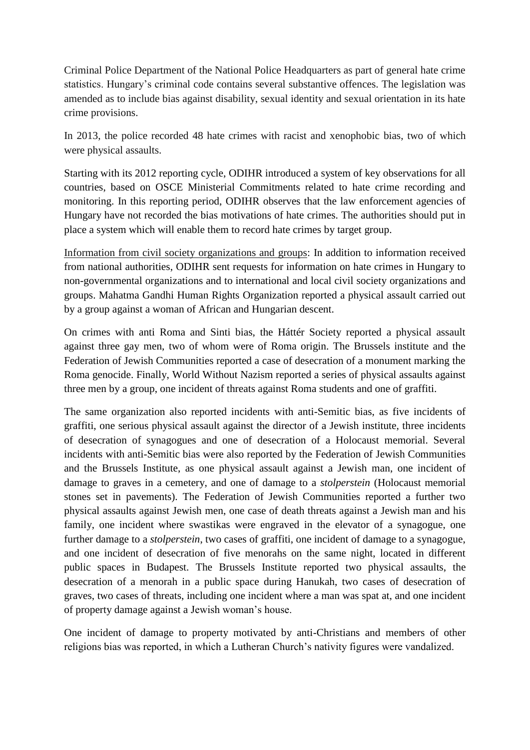Criminal Police Department of the National Police Headquarters as part of general hate crime statistics. Hungary's criminal code contains several substantive offences. The legislation was amended as to include bias against disability, sexual identity and sexual orientation in its hate crime provisions.

In 2013, the police recorded 48 hate crimes with racist and xenophobic bias, two of which were physical assaults.

Starting with its 2012 reporting cycle, ODIHR introduced a system of key observations for all countries, based on OSCE Ministerial Commitments related to hate crime recording and monitoring. In this reporting period, ODIHR observes that the law enforcement agencies of Hungary have not recorded the bias motivations of hate crimes. The authorities should put in place a system which will enable them to record hate crimes by target group.

Information from civil society organizations and groups: In addition to information received from national authorities, ODIHR sent requests for information on hate crimes in Hungary to non-governmental organizations and to international and local civil society organizations and groups. Mahatma Gandhi Human Rights Organization reported a physical assault carried out by a group against a woman of African and Hungarian descent.

On crimes with anti Roma and Sinti bias, the Háttér Society reported a physical assault against three gay men, two of whom were of Roma origin. The Brussels institute and the Federation of Jewish Communities reported a case of desecration of a monument marking the Roma genocide. Finally, World Without Nazism reported a series of physical assaults against three men by a group, one incident of threats against Roma students and one of graffiti.

The same organization also reported incidents with anti-Semitic bias, as five incidents of graffiti, one serious physical assault against the director of a Jewish institute, three incidents of desecration of synagogues and one of desecration of a Holocaust memorial. Several incidents with anti-Semitic bias were also reported by the Federation of Jewish Communities and the Brussels Institute, as one physical assault against a Jewish man, one incident of damage to graves in a cemetery, and one of damage to a *stolperstein* (Holocaust memorial stones set in pavements). The Federation of Jewish Communities reported a further two physical assaults against Jewish men, one case of death threats against a Jewish man and his family, one incident where swastikas were engraved in the elevator of a synagogue, one further damage to a *stolperstein*, two cases of graffiti, one incident of damage to a synagogue, and one incident of desecration of five menorahs on the same night, located in different public spaces in Budapest. The Brussels Institute reported two physical assaults, the desecration of a menorah in a public space during Hanukah, two cases of desecration of graves, two cases of threats, including one incident where a man was spat at, and one incident of property damage against a Jewish woman's house.

One incident of damage to property motivated by anti-Christians and members of other religions bias was reported, in which a Lutheran Church's nativity figures were vandalized.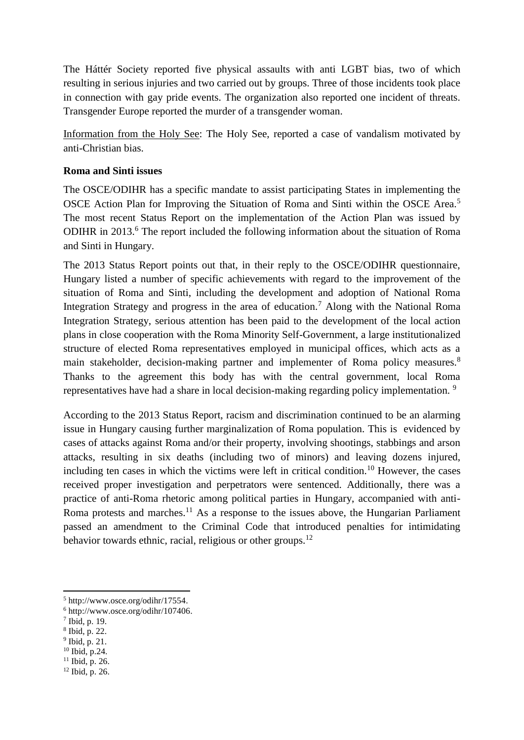The Háttér Society reported five physical assaults with anti LGBT bias, two of which resulting in serious injuries and two carried out by groups. Three of those incidents took place in connection with gay pride events. The organization also reported one incident of threats. Transgender Europe reported the murder of a transgender woman.

Information from the Holy See: The Holy See, reported a case of vandalism motivated by anti-Christian bias.

**Roma and Sinti issues**

The OSCE/ODIHR has a specific mandate to assist participating States in implementing the OSCE Action Plan for Improving the Situation of Roma and Sinti within the OSCE Area.[5] The most recent Status Report on the implementation of the Action Plan was issued by ODIHR in 2013.[6] The report included the following information about the situation of Roma and Sinti in Hungary.

The 2013 Status Report points out that, in their reply to the OSCE/ODIHR questionnaire, Hungary listed a number of specific achievements with regard to the improvement of the situation of Roma and Sinti, including the development and adoption of National Roma Integration Strategy and progress in the area of education.[7] Along with the National Roma Integration Strategy, serious attention has been paid to the development of the local action plans in close cooperation with the Roma Minority Self-Government, a large institutionalized structure of elected Roma representatives employed in municipal offices, which acts as a main stakeholder, decision-making partner and implementer of Roma policy measures.[8] Thanks to the agreement this body has with the central government, local Roma representatives have had a share in local decision-making regarding policy implementation. [9]

According to the 2013 Status Report, racism and discrimination continued to be an alarming issue in Hungary causing further marginalization of Roma population. This is evidenced by cases of attacks against Roma and/or their property, involving shootings, stabbings and arson attacks, resulting in six deaths (including two of minors) and leaving dozens injured, including ten cases in which the victims were left in critical condition.[10] However, the cases received proper investigation and perpetrators were sentenced. Additionally, there was a practice of anti-Roma rhetoric among political parties in Hungary, accompanied with anti-Roma protests and marches.[11] As a response to the issues above, the Hungarian Parliament passed an amendment to the Criminal Code that introduced penalties for intimidating behavior towards ethnic, racial, religious or other groups.[12]

---

[5] http://www.osce.org/odihr/17554.

[6] http://www.osce.org/odihr/107406.

[7] Ibid, p. 19.

[8] Ibid, p. 22.

[9] Ibid, p. 21.

[10] Ibid, p.24.

[11] Ibid, p. 26.

[12] Ibid, p. 26.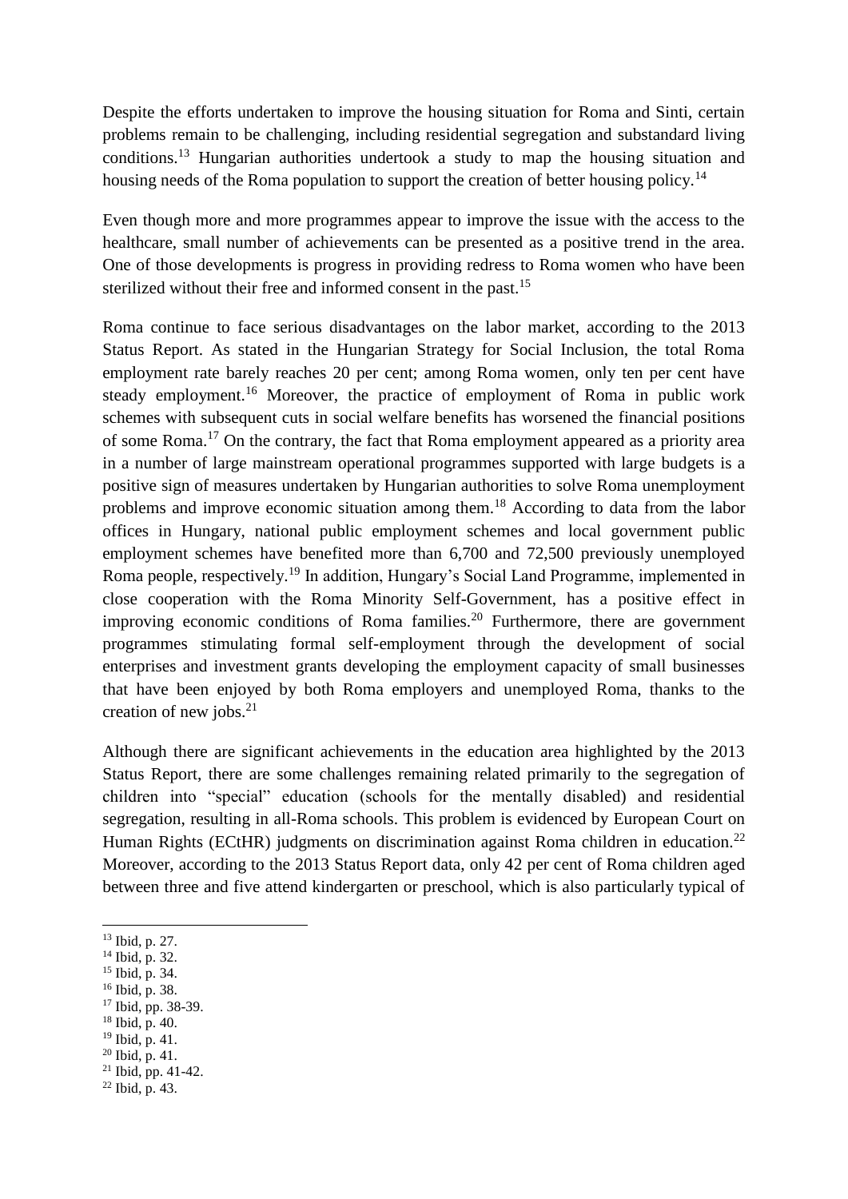Despite the efforts undertaken to improve the housing situation for Roma and Sinti, certain problems remain to be challenging, including residential segregation and substandard living conditions.[13] Hungarian authorities undertook a study to map the housing situation and housing needs of the Roma population to support the creation of better housing policy.[14]

Even though more and more programmes appear to improve the issue with the access to the healthcare, small number of achievements can be presented as a positive trend in the area. One of those developments is progress in providing redress to Roma women who have been sterilized without their free and informed consent in the past.[15]

Roma continue to face serious disadvantages on the labor market, according to the 2013 Status Report. As stated in the Hungarian Strategy for Social Inclusion, the total Roma employment rate barely reaches 20 per cent; among Roma women, only ten per cent have steady employment.[16] Moreover, the practice of employment of Roma in public work schemes with subsequent cuts in social welfare benefits has worsened the financial positions of some Roma.[17] On the contrary, the fact that Roma employment appeared as a priority area in a number of large mainstream operational programmes supported with large budgets is a positive sign of measures undertaken by Hungarian authorities to solve Roma unemployment problems and improve economic situation among them.[18] According to data from the labor offices in Hungary, national public employment schemes and local government public employment schemes have benefited more than 6,700 and 72,500 previously unemployed Roma people, respectively.[19] In addition, Hungary's Social Land Programme, implemented in close cooperation with the Roma Minority Self-Government, has a positive effect in improving economic conditions of Roma families.[20] Furthermore, there are government programmes stimulating formal self-employment through the development of social enterprises and investment grants developing the employment capacity of small businesses that have been enjoyed by both Roma employers and unemployed Roma, thanks to the creation of new jobs.[21]

Although there are significant achievements in the education area highlighted by the 2013 Status Report, there are some challenges remaining related primarily to the segregation of children into "special" education (schools for the mentally disabled) and residential segregation, resulting in all-Roma schools. This problem is evidenced by European Court on Human Rights (ECtHR) judgments on discrimination against Roma children in education.[22] Moreover, according to the 2013 Status Report data, only 42 per cent of Roma children aged between three and five attend kindergarten or preschool, which is also particularly typical of

---

[13] Ibid, p. 27.
[14] Ibid, p. 32.
[15] Ibid, p. 34.
[16] Ibid, p. 38.
[17] Ibid, pp. 38-39.
[18] Ibid, p. 40.
[19] Ibid, p. 41.
[20] Ibid, p. 41.
[21] Ibid, pp. 41-42.
[22] Ibid, p. 43.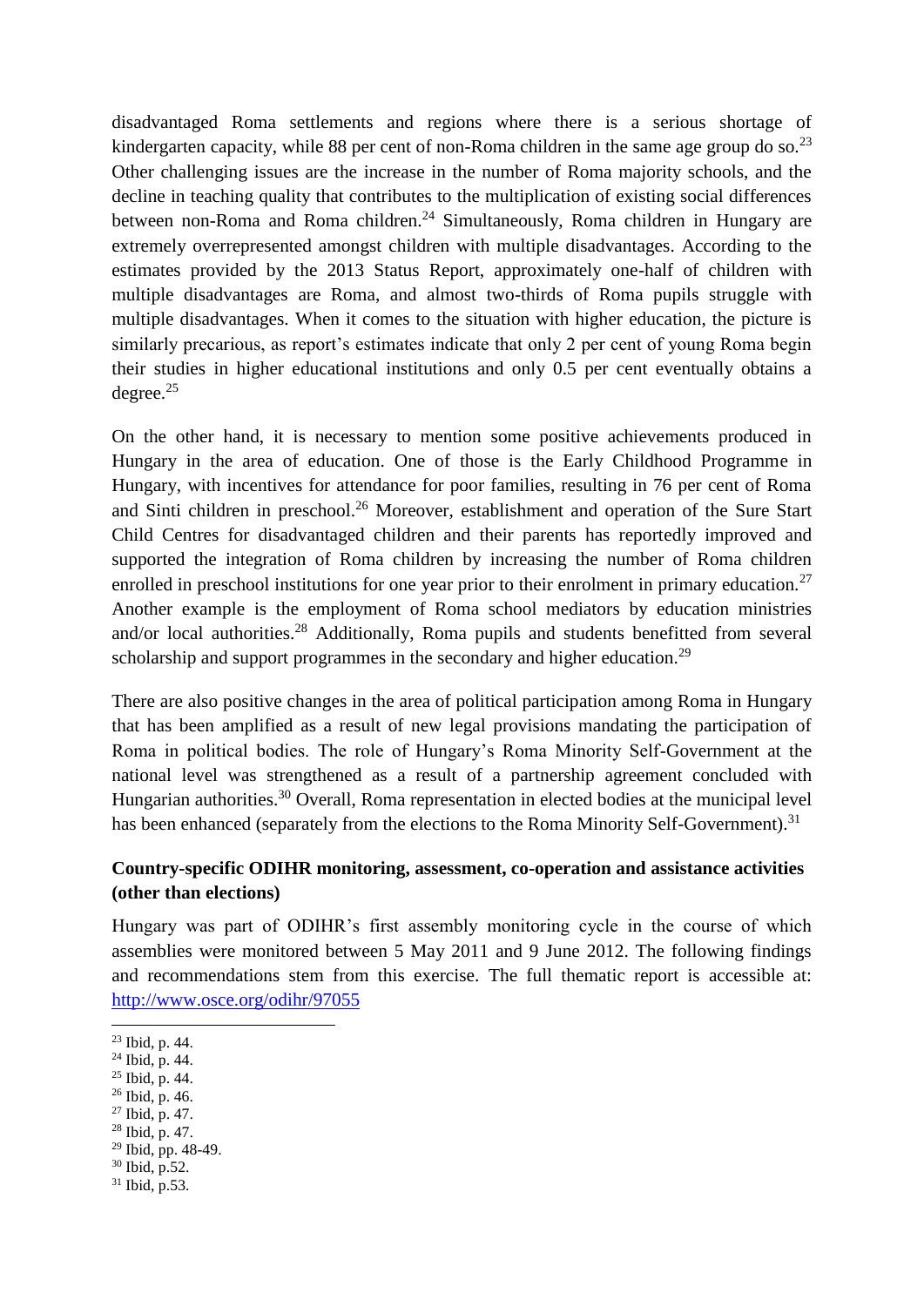disadvantaged Roma settlements and regions where there is a serious shortage of kindergarten capacity, while 88 per cent of non-Roma children in the same age group do so.[23] Other challenging issues are the increase in the number of Roma majority schools, and the decline in teaching quality that contributes to the multiplication of existing social differences between non-Roma and Roma children.[24] Simultaneously, Roma children in Hungary are extremely overrepresented amongst children with multiple disadvantages. According to the estimates provided by the 2013 Status Report, approximately one-half of children with multiple disadvantages are Roma, and almost two-thirds of Roma pupils struggle with multiple disadvantages. When it comes to the situation with higher education, the picture is similarly precarious, as report's estimates indicate that only 2 per cent of young Roma begin their studies in higher educational institutions and only 0.5 per cent eventually obtains a degree.[25]

On the other hand, it is necessary to mention some positive achievements produced in Hungary in the area of education. One of those is the Early Childhood Programme in Hungary, with incentives for attendance for poor families, resulting in 76 per cent of Roma and Sinti children in preschool.[26] Moreover, establishment and operation of the Sure Start Child Centres for disadvantaged children and their parents has reportedly improved and supported the integration of Roma children by increasing the number of Roma children enrolled in preschool institutions for one year prior to their enrolment in primary education.[27] Another example is the employment of Roma school mediators by education ministries and/or local authorities.[28] Additionally, Roma pupils and students benefitted from several scholarship and support programmes in the secondary and higher education.[29]

There are also positive changes in the area of political participation among Roma in Hungary that has been amplified as a result of new legal provisions mandating the participation of Roma in political bodies. The role of Hungary's Roma Minority Self-Government at the national level was strengthened as a result of a partnership agreement concluded with Hungarian authorities.[30] Overall, Roma representation in elected bodies at the municipal level has been enhanced (separately from the elections to the Roma Minority Self-Government).[31]

**Country-specific ODIHR monitoring, assessment, co-operation and assistance activities (other than elections)**

Hungary was part of ODIHR's first assembly monitoring cycle in the course of which assemblies were monitored between 5 May 2011 and 9 June 2012. The following findings and recommendations stem from this exercise. The full thematic report is accessible at: http://www.osce.org/odihr/97055

---

[23] Ibid, p. 44.
[24] Ibid, p. 44.
[25] Ibid, p. 44.
[26] Ibid, p. 46.
[27] Ibid, p. 47.
[28] Ibid, p. 47.
[29] Ibid, pp. 48-49.
[30] Ibid, p.52.
[31] Ibid, p.53.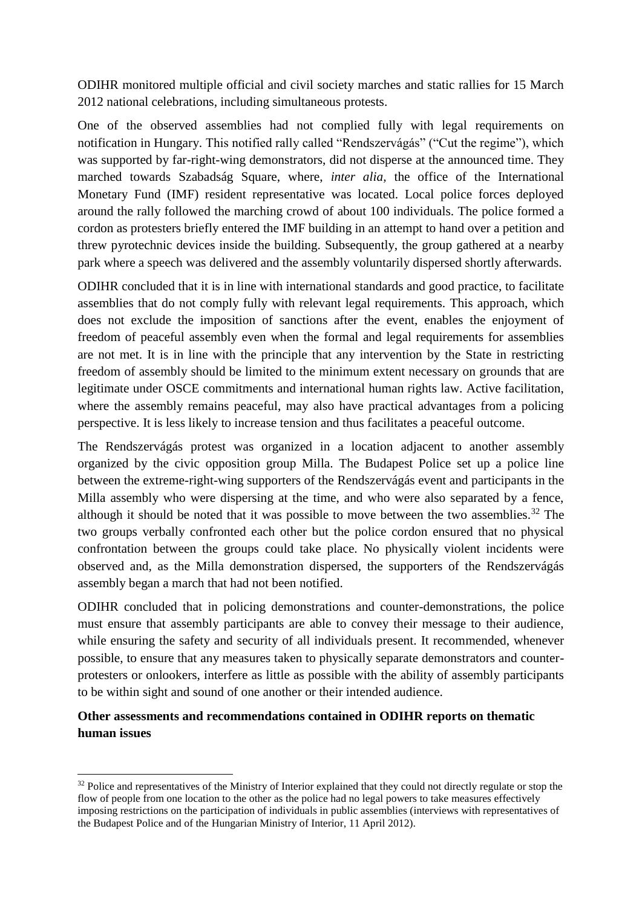ODIHR monitored multiple official and civil society marches and static rallies for 15 March 2012 national celebrations, including simultaneous protests.

One of the observed assemblies had not complied fully with legal requirements on notification in Hungary. This notified rally called "Rendszervágás" ("Cut the regime"), which was supported by far-right-wing demonstrators, did not disperse at the announced time. They marched towards Szabadság Square, where, *inter alia,* the office of the International Monetary Fund (IMF) resident representative was located. Local police forces deployed around the rally followed the marching crowd of about 100 individuals. The police formed a cordon as protesters briefly entered the IMF building in an attempt to hand over a petition and threw pyrotechnic devices inside the building. Subsequently, the group gathered at a nearby park where a speech was delivered and the assembly voluntarily dispersed shortly afterwards.

ODIHR concluded that it is in line with international standards and good practice, to facilitate assemblies that do not comply fully with relevant legal requirements. This approach, which does not exclude the imposition of sanctions after the event, enables the enjoyment of freedom of peaceful assembly even when the formal and legal requirements for assemblies are not met. It is in line with the principle that any intervention by the State in restricting freedom of assembly should be limited to the minimum extent necessary on grounds that are legitimate under OSCE commitments and international human rights law. Active facilitation, where the assembly remains peaceful, may also have practical advantages from a policing perspective. It is less likely to increase tension and thus facilitates a peaceful outcome.

The Rendszervágás protest was organized in a location adjacent to another assembly organized by the civic opposition group Milla. The Budapest Police set up a police line between the extreme-right-wing supporters of the Rendszervágás event and participants in the Milla assembly who were dispersing at the time, and who were also separated by a fence, although it should be noted that it was possible to move between the two assemblies.[32] The two groups verbally confronted each other but the police cordon ensured that no physical confrontation between the groups could take place. No physically violent incidents were observed and, as the Milla demonstration dispersed, the supporters of the Rendszervágás assembly began a march that had not been notified.

ODIHR concluded that in policing demonstrations and counter-demonstrations, the police must ensure that assembly participants are able to convey their message to their audience, while ensuring the safety and security of all individuals present. It recommended, whenever possible, to ensure that any measures taken to physically separate demonstrators and counter-protesters or onlookers, interfere as little as possible with the ability of assembly participants to be within sight and sound of one another or their intended audience.

**Other assessments and recommendations contained in ODIHR reports on thematic human issues**

[32] Police and representatives of the Ministry of Interior explained that they could not directly regulate or stop the flow of people from one location to the other as the police had no legal powers to take measures effectively imposing restrictions on the participation of individuals in public assemblies (interviews with representatives of the Budapest Police and of the Hungarian Ministry of Interior, 11 April 2012).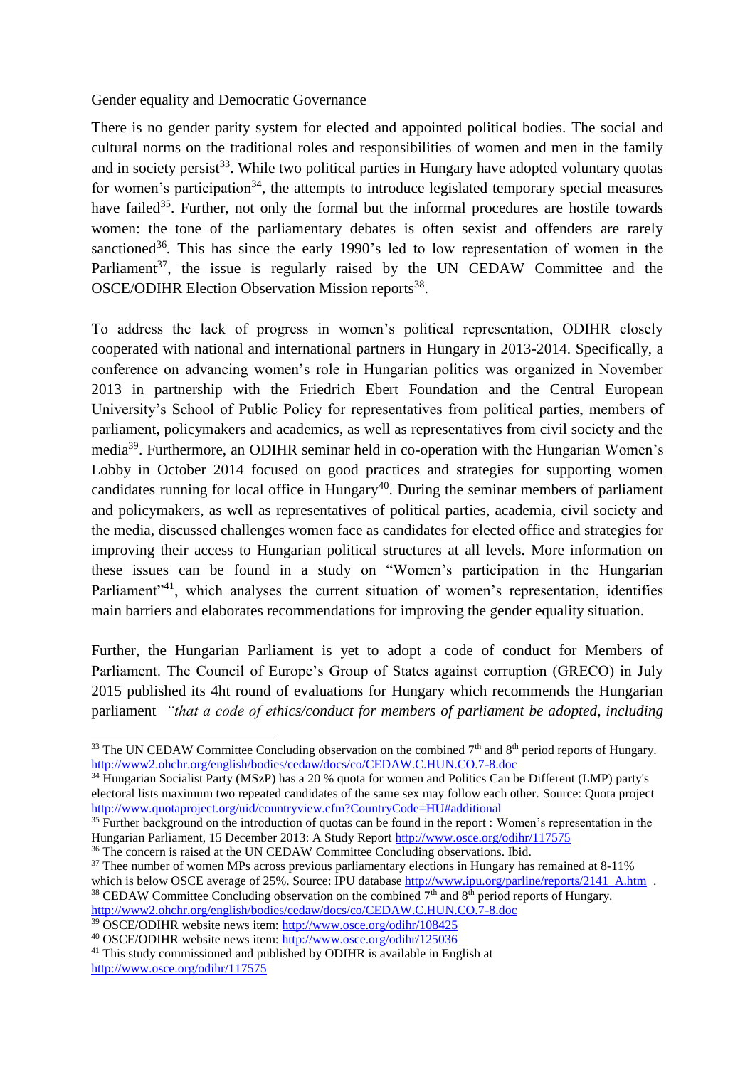Gender equality and Democratic Governance

There is no gender parity system for elected and appointed political bodies. The social and cultural norms on the traditional roles and responsibilities of women and men in the family and in society persist[33]. While two political parties in Hungary have adopted voluntary quotas for women's participation[34], the attempts to introduce legislated temporary special measures have failed[35]. Further, not only the formal but the informal procedures are hostile towards women: the tone of the parliamentary debates is often sexist and offenders are rarely sanctioned[36]. This has since the early 1990's led to low representation of women in the Parliament[37], the issue is regularly raised by the UN CEDAW Committee and the OSCE/ODIHR Election Observation Mission reports[38].

To address the lack of progress in women's political representation, ODIHR closely cooperated with national and international partners in Hungary in 2013-2014. Specifically, a conference on advancing women's role in Hungarian politics was organized in November 2013 in partnership with the Friedrich Ebert Foundation and the Central European University's School of Public Policy for representatives from political parties, members of parliament, policymakers and academics, as well as representatives from civil society and the media[39]. Furthermore, an ODIHR seminar held in co-operation with the Hungarian Women's Lobby in October 2014 focused on good practices and strategies for supporting women candidates running for local office in Hungary[40]. During the seminar members of parliament and policymakers, as well as representatives of political parties, academia, civil society and the media, discussed challenges women face as candidates for elected office and strategies for improving their access to Hungarian political structures at all levels. More information on these issues can be found in a study on "Women's participation in the Hungarian Parliament"[41], which analyses the current situation of women's representation, identifies main barriers and elaborates recommendations for improving the gender equality situation.

Further, the Hungarian Parliament is yet to adopt a code of conduct for Members of Parliament. The Council of Europe's Group of States against corruption (GRECO) in July 2015 published its 4ht round of evaluations for Hungary which recommends the Hungarian parliament *"that a code of ethics/conduct for members of parliament be adopted, including*

---

[33] The UN CEDAW Committee Concluding observation on the combined 7th and 8th period reports of Hungary. http://www2.ohchr.org/english/bodies/cedaw/docs/co/CEDAW.C.HUN.CO.7-8.doc

[34] Hungarian Socialist Party (MSzP) has a 20 % quota for women and Politics Can be Different (LMP) party's electoral lists maximum two repeated candidates of the same sex may follow each other. Source: Quota project http://www.quotaproject.org/uid/countryview.cfm?CountryCode=HU#additional

[35] Further background on the introduction of quotas can be found in the report : Women's representation in the Hungarian Parliament, 15 December 2013: A Study Report http://www.osce.org/odihr/117575

[36] The concern is raised at the UN CEDAW Committee Concluding observations. Ibid.

[37] Thee number of women MPs across previous parliamentary elections in Hungary has remained at 8-11% which is below OSCE average of 25%. Source: IPU database http://www.ipu.org/parline/reports/2141_A.htm .

[38] CEDAW Committee Concluding observation on the combined 7th and 8th period reports of Hungary. http://www2.ohchr.org/english/bodies/cedaw/docs/co/CEDAW.C.HUN.CO.7-8.doc

[39] OSCE/ODIHR website news item: http://www.osce.org/odihr/108425

[40] OSCE/ODIHR website news item: http://www.osce.org/odihr/125036

[41] This study commissioned and published by ODIHR is available in English at http://www.osce.org/odihr/117575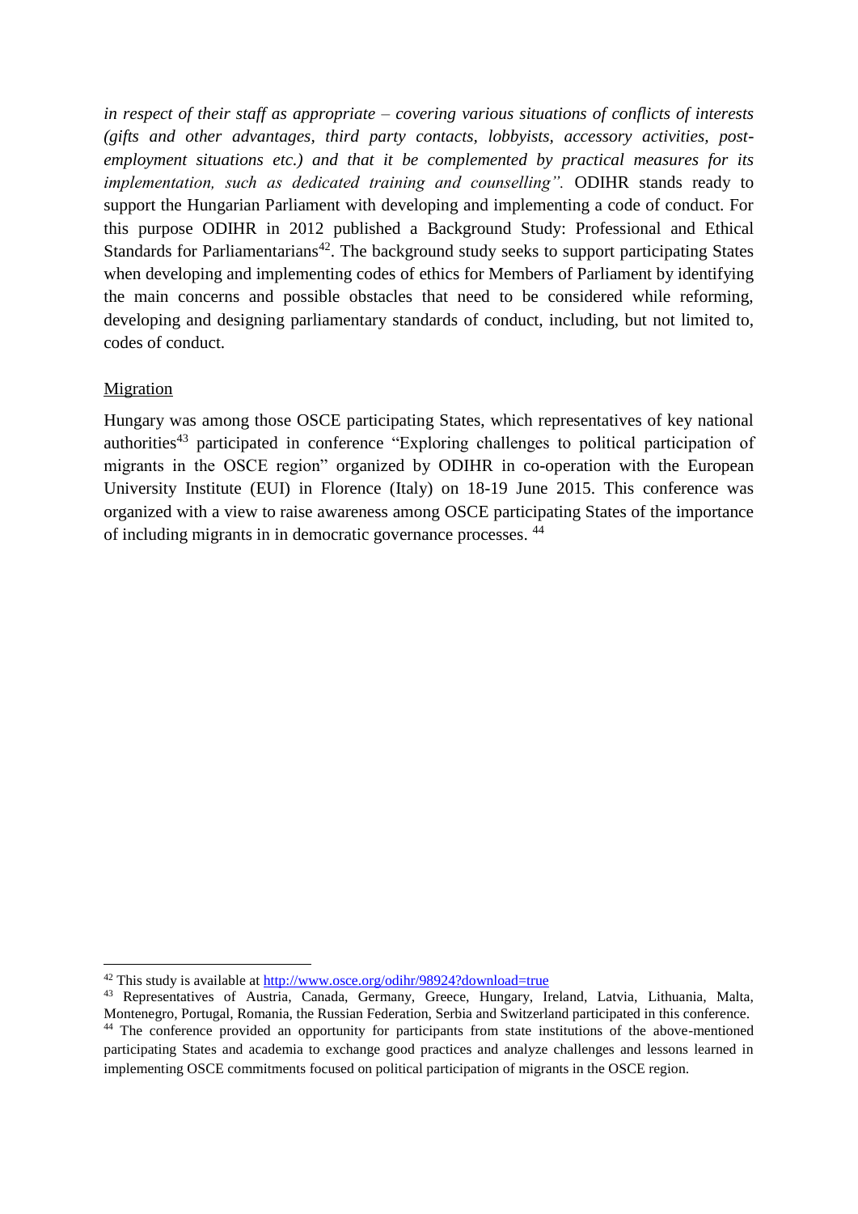*in respect of their staff as appropriate – covering various situations of conflicts of interests (gifts and other advantages, third party contacts, lobbyists, accessory activities, post-employment situations etc.) and that it be complemented by practical measures for its implementation, such as dedicated training and counselling".* ODIHR stands ready to support the Hungarian Parliament with developing and implementing a code of conduct. For this purpose ODIHR in 2012 published a Background Study: Professional and Ethical Standards for Parliamentarians[42]. The background study seeks to support participating States when developing and implementing codes of ethics for Members of Parliament by identifying the main concerns and possible obstacles that need to be considered while reforming, developing and designing parliamentary standards of conduct, including, but not limited to, codes of conduct.

<u>Migration</u>

Hungary was among those OSCE participating States, which representatives of key national authorities[43] participated in conference "Exploring challenges to political participation of migrants in the OSCE region" organized by ODIHR in co-operation with the European University Institute (EUI) in Florence (Italy) on 18-19 June 2015. This conference was organized with a view to raise awareness among OSCE participating States of the importance of including migrants in in democratic governance processes. [44]

---

[42] This study is available at http://www.osce.org/odihr/98924?download=true

[43] Representatives of Austria, Canada, Germany, Greece, Hungary, Ireland, Latvia, Lithuania, Malta, Montenegro, Portugal, Romania, the Russian Federation, Serbia and Switzerland participated in this conference.

[44] The conference provided an opportunity for participants from state institutions of the above-mentioned participating States and academia to exchange good practices and analyze challenges and lessons learned in implementing OSCE commitments focused on political participation of migrants in the OSCE region.